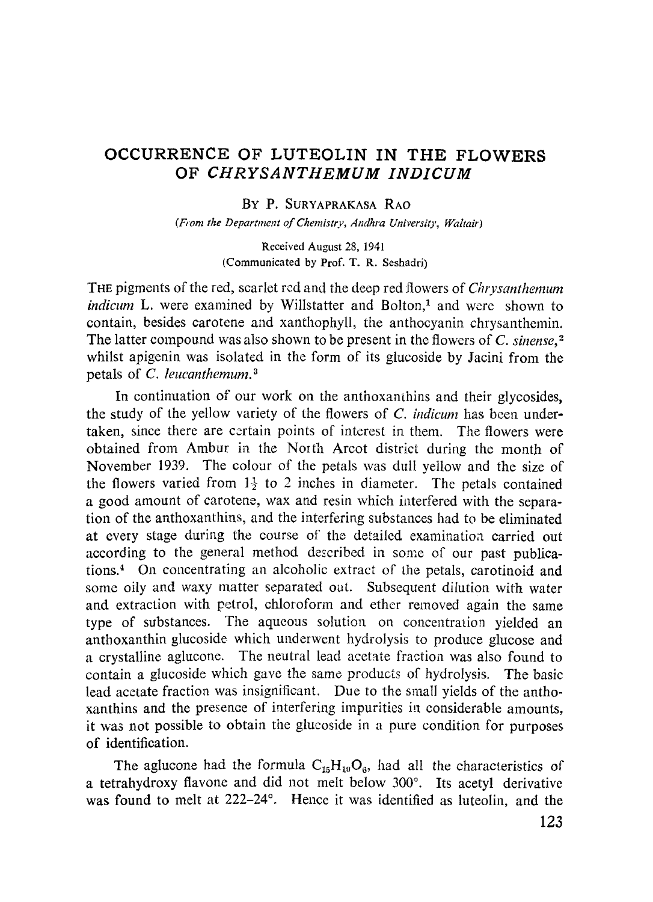# OCCURRENCE OF LUTEOLIN IN THE FLOWERS OF *CHRYSANTHEMUM INDICUM*

By P. Suryaprakasa Rao

*(From the Department of Chemistry, Andhra University, Waltair)*

Received August 28, 1941
(Communicated by Prof. T. R. Seshadri)

The pigments of the red, scarlet red and the deep red flowers of *Chrysanthemum indicum* L. were examined by Willstatter and Bolton,[1] and were shown to contain, besides carotene and xanthophyll, the anthocyanin chrysanthemin. The latter compound was also shown to be present in the flowers of *C. sinense*,[2] whilst apigenin was isolated in the form of its glucoside by Jacini from the petals of *C. leucanthemum*.[3]

In continuation of our work on the anthoxanthins and their glycosides, the study of the yellow variety of the flowers of *C. indicum* has been undertaken, since there are certain points of interest in them. The flowers were obtained from Ambur in the North Arcot district during the month of November 1939. The colour of the petals was dull yellow and the size of the flowers varied from $1\frac{1}{2}$ to 2 inches in diameter. The petals contained a good amount of carotene, wax and resin which interfered with the separation of the anthoxanthins, and the interfering substances had to be eliminated at every stage during the course of the detailed examination carried out according to the general method described in some of our past publications.[4] On concentrating an alcoholic extract of the petals, carotinoid and some oily and waxy matter separated out. Subsequent dilution with water and extraction with petrol, chloroform and ether removed again the same type of substances. The aqueous solution on concentration yielded an anthoxanthin glucoside which underwent hydrolysis to produce glucose and a crystalline aglucone. The neutral lead acetate fraction was also found to contain a glucoside which gave the same products of hydrolysis. The basic lead acetate fraction was insignificant. Due to the small yields of the anthoxanthins and the presence of interfering impurities in considerable amounts, it was not possible to obtain the glucoside in a pure condition for purposes of identification.

The aglucone had the formula $C_{15}H_{10}O_6$, had all the characteristics of a tetrahydroxy flavone and did not melt below 300°. Its acetyl derivative was found to melt at 222–24°. Hence it was identified as luteolin, and the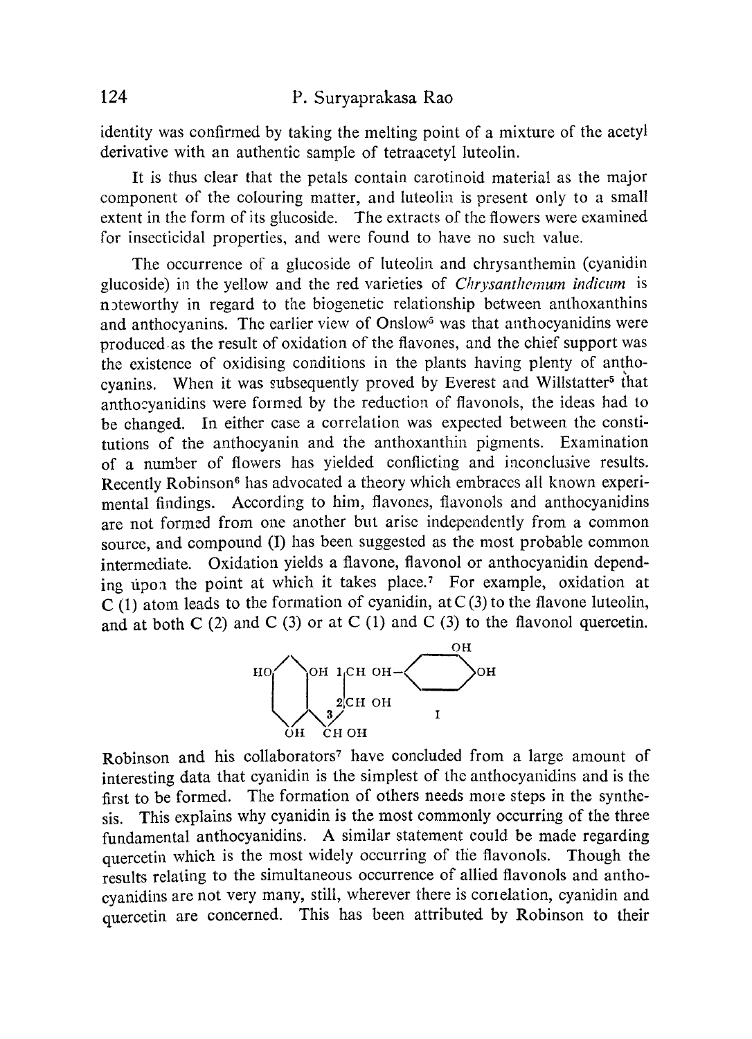identity was confirmed by taking the melting point of a mixture of the acetyl derivative with an authentic sample of tetraacetyl luteolin.

It is thus clear that the petals contain carotinoid material as the major component of the colouring matter, and luteolin is present only to a small extent in the form of its glucoside. The extracts of the flowers were examined for insecticidal properties, and were found to have no such value.

The occurrence of a glucoside of luteolin and chrysanthemin (cyanidin glucoside) in the yellow and the red varieties of *Chrysanthemum indicum* is noteworthy in regard to the biogenetic relationship between anthoxanthins and anthocyanins. The earlier view of Onslow[5] was that anthocyanidins were produced as the result of oxidation of the flavones, and the chief support was the existence of oxidising conditions in the plants having plenty of anthocyanins. When it was subsequently proved by Everest and Willstatter[5] that anthocyanidins were formed by the reduction of flavonols, the ideas had to be changed. In either case a correlation was expected between the constitutions of the anthocyanin and the anthoxanthin pigments. Examination of a number of flowers has yielded conflicting and inconclusive results. Recently Robinson[6] has advocated a theory which embraces all known experimental findings. According to him, flavones, flavonols and anthocyanidins are not formed from one another but arise independently from a common source, and compound (I) has been suggested as the most probable common intermediate. Oxidation yields a flavone, flavonol or anthocyanidin depending upon the point at which it takes place.[7] For example, oxidation at C (1) atom leads to the formation of cyanidin, at C (3) to the flavone luteolin, and at both C (2) and C (3) or at C (1) and C (3) to the flavonol quercetin.

I

Robinson and his collaborators[7] have concluded from a large amount of interesting data that cyanidin is the simplest of the anthocyanidins and is the first to be formed. The formation of others needs more steps in the synthesis. This explains why cyanidin is the most commonly occurring of the three fundamental anthocyanidins. A similar statement could be made regarding quercetin which is the most widely occurring of the flavonols. Though the results relating to the simultaneous occurrence of allied flavonols and anthocyanidins are not very many, still, wherever there is correlation, cyanidin and quercetin are concerned. This has been attributed by Robinson to their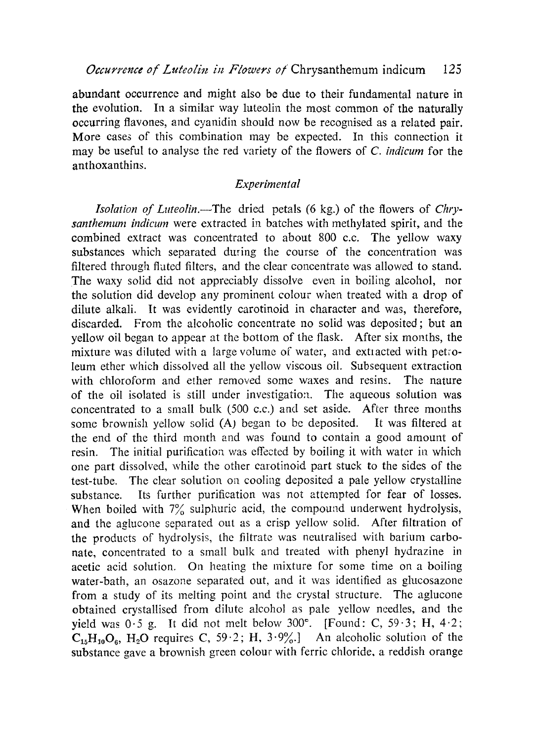abundant occurrence and might also be due to their fundamental nature in the evolution. In a similar way luteolin the most common of the naturally occurring flavones, and cyanidin should now be recognised as a related pair. More cases of this combination may be expected. In this connection it may be useful to analyse the red variety of the flowers of *C. indicum* for the anthoxanthins.

## *Experimental*

*Isolation of Luteolin.*—The dried petals (6 kg.) of the flowers of *Chrysanthemum indicum* were extracted in batches with methylated spirit, and the combined extract was concentrated to about 800 c.c. The yellow waxy substances which separated during the course of the concentration was filtered through fluted filters, and the clear concentrate was allowed to stand. The waxy solid did not appreciably dissolve even in boiling alcohol, nor the solution did develop any prominent colour when treated with a drop of dilute alkali. It was evidently carotinoid in character and was, therefore, discarded. From the alcoholic concentrate no solid was deposited; but an yellow oil began to appear at the bottom of the flask. After six months, the mixture was diluted with a large volume of water, and extracted with petroleum ether which dissolved all the yellow viscous oil. Subsequent extraction with chloroform and ether removed some waxes and resins. The nature of the oil isolated is still under investigation. The aqueous solution was concentrated to a small bulk (500 c.c.) and set aside. After three months some brownish yellow solid (A) began to be deposited. It was filtered at the end of the third month and was found to contain a good amount of resin. The initial purification was effected by boiling it with water in which one part dissolved, while the other carotinoid part stuck to the sides of the test-tube. The clear solution on cooling deposited a pale yellow crystalline substance. Its further purification was not attempted for fear of losses. When boiled with 7% sulphuric acid, the compound underwent hydrolysis, and the aglucone separated out as a crisp yellow solid. After filtration of the products of hydrolysis, the filtrate was neutralised with barium carbonate, concentrated to a small bulk and treated with phenyl hydrazine in acetic acid solution. On heating the mixture for some time on a boiling water-bath, an osazone separated out, and it was identified as glucosazone from a study of its melting point and the crystal structure. The aglucone obtained crystallised from dilute alcohol as pale yellow needles, and the yield was 0·5 g. It did not melt below 300°. [Found: C, 59·3; H, 4·2; $C_{15}H_{10}O_6$, $H_2O$ requires C, 59·2; H, 3·9%.] An alcoholic solution of the substance gave a brownish green colour with ferric chloride, a reddish orange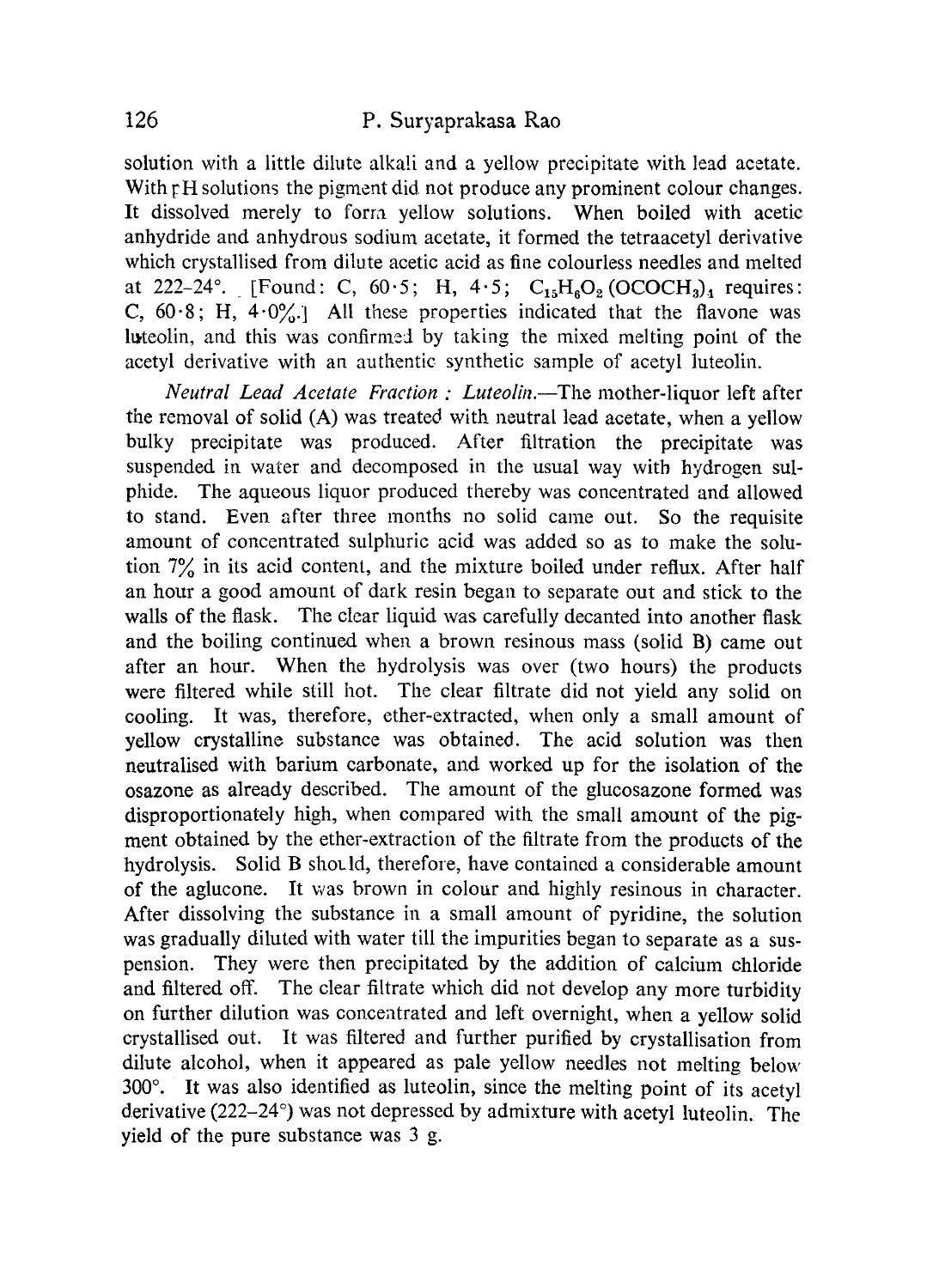solution with a little dilute alkali and a yellow precipitate with lead acetate. With pH solutions the pigment did not produce any prominent colour changes. It dissolved merely to form yellow solutions. When boiled with acetic anhydride and anhydrous sodium acetate, it formed the tetraacetyl derivative which crystallised from dilute acetic acid as fine colourless needles and melted at 222–24°. [Found: C, 60·5; H, 4·5; $C_{15}H_6O_2(OCOCH_3)_4$ requires: C, 60·8; H, 4·0%.] All these properties indicated that the flavone was luteolin, and this was confirmed by taking the mixed melting point of the acetyl derivative with an authentic synthetic sample of acetyl luteolin.

*Neutral Lead Acetate Fraction : Luteolin.*—The mother-liquor left after the removal of solid (A) was treated with neutral lead acetate, when a yellow bulky precipitate was produced. After filtration the precipitate was suspended in water and decomposed in the usual way with hydrogen sulphide. The aqueous liquor produced thereby was concentrated and allowed to stand. Even after three months no solid came out. So the requisite amount of concentrated sulphuric acid was added so as to make the solution 7% in its acid content, and the mixture boiled under reflux. After half an hour a good amount of dark resin began to separate out and stick to the walls of the flask. The clear liquid was carefully decanted into another flask and the boiling continued when a brown resinous mass (solid B) came out after an hour. When the hydrolysis was over (two hours) the products were filtered while still hot. The clear filtrate did not yield any solid on cooling. It was, therefore, ether-extracted, when only a small amount of yellow crystalline substance was obtained. The acid solution was then neutralised with barium carbonate, and worked up for the isolation of the osazone as already described. The amount of the glucosazone formed was disproportionately high, when compared with the small amount of the pigment obtained by the ether-extraction of the filtrate from the products of the hydrolysis. Solid B should, therefore, have contained a considerable amount of the aglucone. It was brown in colour and highly resinous in character. After dissolving the substance in a small amount of pyridine, the solution was gradually diluted with water till the impurities began to separate as a suspension. They were then precipitated by the addition of calcium chloride and filtered off. The clear filtrate which did not develop any more turbidity on further dilution was concentrated and left overnight, when a yellow solid crystallised out. It was filtered and further purified by crystallisation from dilute alcohol, when it appeared as pale yellow needles not melting below 300°. It was also identified as luteolin, since the melting point of its acetyl derivative (222–24°) was not depressed by admixture with acetyl luteolin. The yield of the pure substance was 3 g.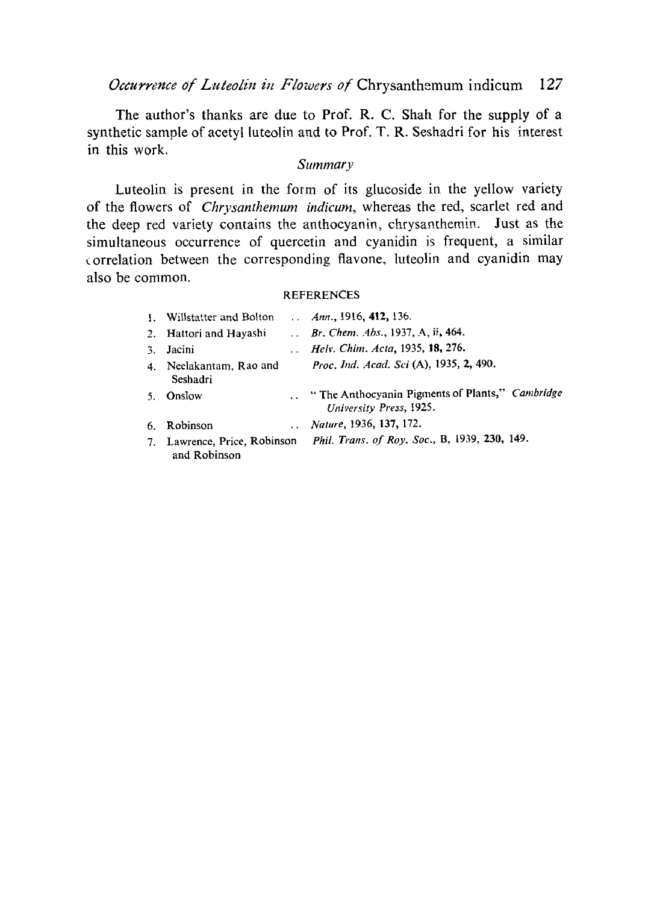The author's thanks are due to Prof. R. C. Shah for the supply of a synthetic sample of acetyl luteolin and to Prof. T. R. Seshadri for his interest in this work.

### *Summary*

Luteolin is present in the form of its glucoside in the yellow variety of the flowers of *Chrysanthemum indicum*, whereas the red, scarlet red and the deep red variety contains the anthocyanin, chrysanthemin. Just as the simultaneous occurrence of quercetin and cyanidin is frequent, a similar correlation between the corresponding flavone, luteolin and cyanidin may also be common.

### REFERENCES

| | | |
|---|---|---|
| 1. | Willstatter and Bolton | *Ann.*, 1916, **412**, 136. |
| 2. | Hattori and Hayashi | *Br. Chem. Abs.*, 1937, A, ii, 464. |
| 3. | Jacini | *Helv. Chim. Acta*, 1935, **18**, 276. |
| 4. | Neelakantam, Rao and Seshadri | *Proc. Ind. Acad. Sci* (A), 1935, **2**, 490. |
| 5. | Onslow | "The Anthocyanin Pigments of Plants," *Cambridge University Press*, 1925. |
| 6. | Robinson | *Nature*, 1936, **137**, 172. |
| 7. | Lawrence, Price, Robinson and Robinson | *Phil. Trans. of Roy. Soc.*, B, 1939, **230**, 149. |